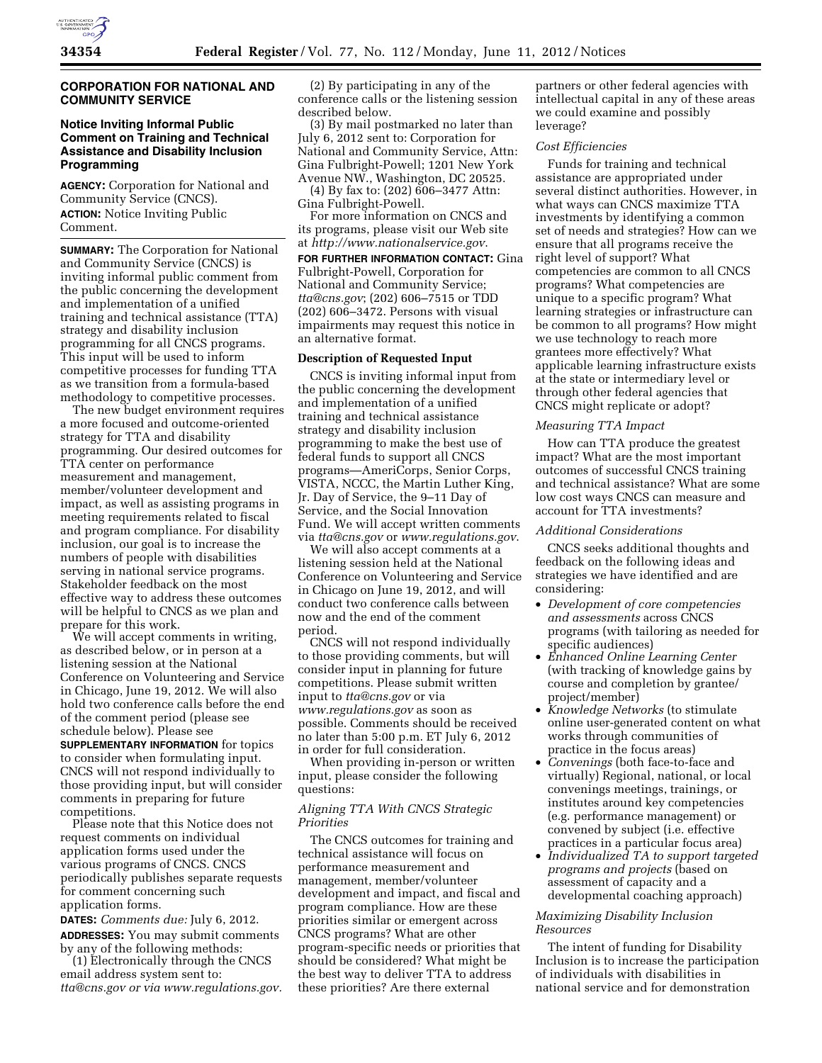## CORPORATION FOR NATIONAL AND COMMUNITY SERVICE

### Notice Inviting Informal Public Comment on Training and Technical Assistance and Disability Inclusion Programming

**AGENCY:** Corporation for National and Community Service (CNCS).

**ACTION:** Notice Inviting Public Comment.

**SUMMARY:** The Corporation for National and Community Service (CNCS) is inviting informal public comment from the public concerning the development and implementation of a unified training and technical assistance (TTA) strategy and disability inclusion programming for all CNCS programs. This input will be used to inform competitive processes for funding TTA as we transition from a formula-based methodology to competitive processes.

The new budget environment requires a more focused and outcome-oriented strategy for TTA and disability programming. Our desired outcomes for TTA center on performance measurement and management, member/volunteer development and impact, as well as assisting programs in meeting requirements related to fiscal and program compliance. For disability inclusion, our goal is to increase the numbers of people with disabilities serving in national service programs. Stakeholder feedback on the most effective way to address these outcomes will be helpful to CNCS as we plan and prepare for this work.

We will accept comments in writing, as described below, or in person at a listening session at the National Conference on Volunteering and Service in Chicago, June 19, 2012. We will also hold two conference calls before the end of the comment period (please see schedule below). Please see **SUPPLEMENTARY INFORMATION** for topics to consider when formulating input. CNCS will not respond individually to those providing input, but will consider comments in preparing for future competitions.

Please note that this Notice does not request comments on individual application forms used under the various programs of CNCS. CNCS periodically publishes separate requests for comment concerning such application forms.

**DATES:** *Comments due:* July 6, 2012.

**ADDRESSES:** You may submit comments by any of the following methods:

(1) Electronically through the CNCS email address system sent to: *tta@cns.gov or via www.regulations.gov.*

(2) By participating in any of the conference calls or the listening session described below.

(3) By mail postmarked no later than July 6, 2012 sent to: Corporation for National and Community Service, Attn: Gina Fulbright-Powell; 1201 New York Avenue NW., Washington, DC 20525.

(4) By fax to: (202) 606–3477 Attn: Gina Fulbright-Powell.

For more information on CNCS and its programs, please visit our Web site at *http://www.nationalservice.gov*.

**FOR FURTHER INFORMATION CONTACT:** Gina Fulbright-Powell, Corporation for National and Community Service; *tta@cns.gov*; (202) 606–7515 or TDD (202) 606–3472. Persons with visual impairments may request this notice in an alternative format.

### Description of Requested Input

CNCS is inviting informal input from the public concerning the development and implementation of a unified training and technical assistance strategy and disability inclusion programming to make the best use of federal funds to support all CNCS programs—AmeriCorps, Senior Corps, VISTA, NCCC, the Martin Luther King, Jr. Day of Service, the 9–11 Day of Service, and the Social Innovation Fund. We will accept written comments via *tta@cns.gov* or *www.regulations.gov*.

We will also accept comments at a listening session held at the National Conference on Volunteering and Service in Chicago on June 19, 2012, and will conduct two conference calls between now and the end of the comment period.

CNCS will not respond individually to those providing comments, but will consider input in planning for future competitions. Please submit written input to *tta@cns.gov* or via *www.regulations.gov* as soon as possible. Comments should be received no later than 5:00 p.m. ET July 6, 2012 in order for full consideration.

When providing in-person or written input, please consider the following questions:

#### *Aligning TTA With CNCS Strategic Priorities*

The CNCS outcomes for training and technical assistance will focus on performance measurement and management, member/volunteer development and impact, and fiscal and program compliance. How are these priorities similar or emergent across CNCS programs? What are other program-specific needs or priorities that should be considered? What might be the best way to deliver TTA to address these priorities? Are there external partners or other federal agencies with intellectual capital in any of these areas we could examine and possibly leverage?

#### *Cost Efficiencies*

Funds for training and technical assistance are appropriated under several distinct authorities. However, in what ways can CNCS maximize TTA investments by identifying a common set of needs and strategies? How can we ensure that all programs receive the right level of support? What competencies are common to all CNCS programs? What competencies are unique to a specific program? What learning strategies or infrastructure can be common to all programs? How might we use technology to reach more grantees more effectively? What applicable learning infrastructure exists at the state or intermediary level or through other federal agencies that CNCS might replicate or adopt?

#### *Measuring TTA Impact*

How can TTA produce the greatest impact? What are the most important outcomes of successful CNCS training and technical assistance? What are some low cost ways CNCS can measure and account for TTA investments?

#### *Additional Considerations*

CNCS seeks additional thoughts and feedback on the following ideas and strategies we have identified and are considering:

- *Development of core competencies and assessments* across CNCS programs (with tailoring as needed for specific audiences)
- *Enhanced Online Learning Center* (with tracking of knowledge gains by course and completion by grantee/project/member)
- *Knowledge Networks* (to stimulate online user-generated content on what works through communities of practice in the focus areas)
- *Convenings* (both face-to-face and virtually) Regional, national, or local convenings meetings, trainings, or institutes around key competencies (e.g. performance management) or convened by subject (i.e. effective practices in a particular focus area)
- *Individualized TA to support targeted programs and projects* (based on assessment of capacity and a developmental coaching approach)

#### *Maximizing Disability Inclusion Resources*

The intent of funding for Disability Inclusion is to increase the participation of individuals with disabilities in national service and for demonstration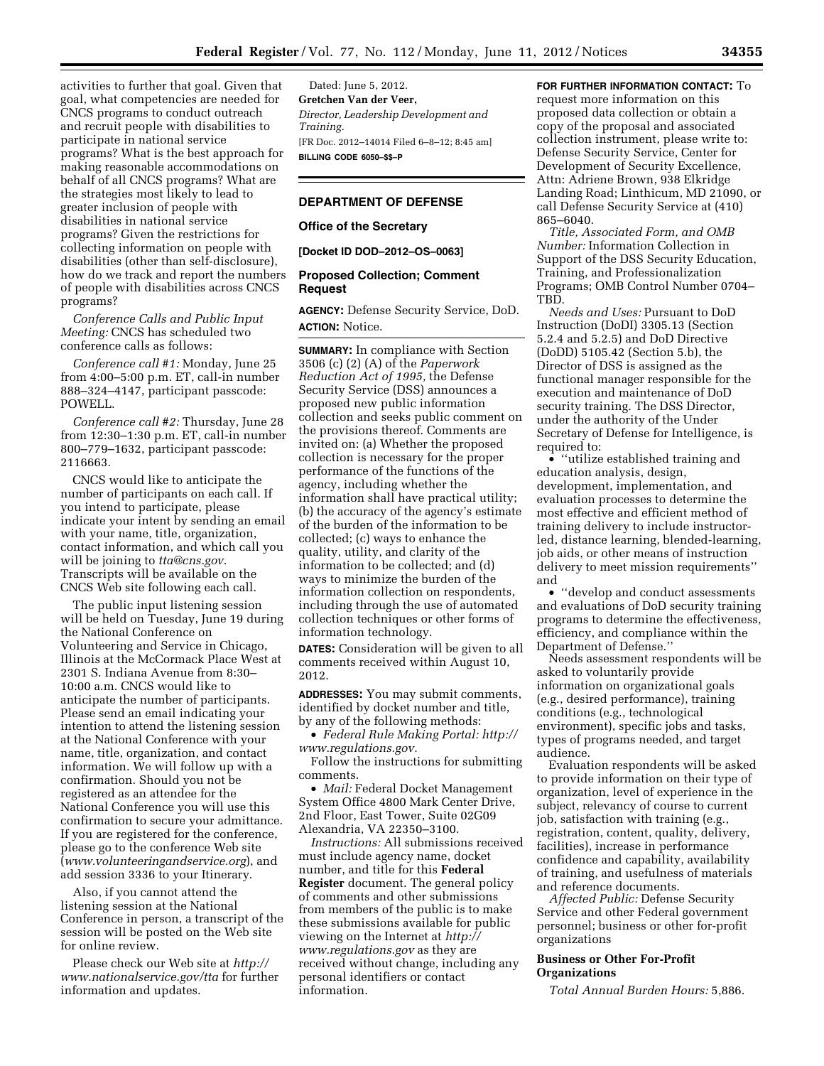activities to further that goal. Given that goal, what competencies are needed for CNCS programs to conduct outreach and recruit people with disabilities to participate in national service programs? What is the best approach for making reasonable accommodations on behalf of all CNCS programs? What are the strategies most likely to lead to greater inclusion of people with disabilities in national service programs? Given the restrictions for collecting information on people with disabilities (other than self-disclosure), how do we track and report the numbers of people with disabilities across CNCS programs?

*Conference Calls and Public Input Meeting:* CNCS has scheduled two conference calls as follows:

*Conference call #1:* Monday, June 25 from 4:00–5:00 p.m. ET, call-in number 888–324–4147, participant passcode: POWELL.

*Conference call #2:* Thursday, June 28 from 12:30–1:30 p.m. ET, call-in number 800–779–1632, participant passcode: 2116663.

CNCS would like to anticipate the number of participants on each call. If you intend to participate, please indicate your intent by sending an email with your name, title, organization, contact information, and which call you will be joining to *tta@cns.gov*. Transcripts will be available on the CNCS Web site following each call.

The public input listening session will be held on Tuesday, June 19 during the National Conference on Volunteering and Service in Chicago, Illinois at the McCormack Place West at 2301 S. Indiana Avenue from 8:30–10:00 a.m. CNCS would like to anticipate the number of participants. Please send an email indicating your intention to attend the listening session at the National Conference with your name, title, organization, and contact information. We will follow up with a confirmation. Should you not be registered as an attendee for the National Conference you will use this confirmation to secure your admittance. If you are registered for the conference, please go to the conference Web site (*www.volunteeringandservice.org*), and add session 3336 to your Itinerary.

Also, if you cannot attend the listening session at the National Conference in person, a transcript of the session will be posted on the Web site for online review.

Please check our Web site at *http://www.nationalservice.gov/tta* for further information and updates.

Dated: June 5, 2012.

**Gretchen Van der Veer,**

*Director, Leadership Development and Training.*

[FR Doc. 2012–14014 Filed 6–8–12; 8:45 am]

**BILLING CODE 6050–$$–P**

## DEPARTMENT OF DEFENSE

### Office of the Secretary

**[Docket ID DOD–2012–OS–0063]**

### Proposed Collection; Comment Request

**AGENCY:** Defense Security Service, DoD.

**ACTION:** Notice.

**SUMMARY:** In compliance with Section 3506 (c) (2) (A) of the *Paperwork Reduction Act of 1995,* the Defense Security Service (DSS) announces a proposed new public information collection and seeks public comment on the provisions thereof. Comments are invited on: (a) Whether the proposed collection is necessary for the proper performance of the functions of the agency, including whether the information shall have practical utility; (b) the accuracy of the agency's estimate of the burden of the information to be collected; (c) ways to enhance the quality, utility, and clarity of the information to be collected; and (d) ways to minimize the burden of the information collection on respondents, including through the use of automated collection techniques or other forms of information technology.

**DATES:** Consideration will be given to all comments received within August 10, 2012.

**ADDRESSES:** You may submit comments, identified by docket number and title, by any of the following methods:

- *Federal Rule Making Portal: http://www.regulations.gov.*

Follow the instructions for submitting comments.

- *Mail:* Federal Docket Management System Office 4800 Mark Center Drive, 2nd Floor, East Tower, Suite 02G09 Alexandria, VA 22350–3100.

*Instructions:* All submissions received must include agency name, docket number, and title for this **Federal Register** document. The general policy of comments and other submissions from members of the public is to make these submissions available for public viewing on the Internet at *http://www.regulations.gov* as they are received without change, including any personal identifiers or contact information.

**FOR FURTHER INFORMATION CONTACT:** To request more information on this proposed data collection or obtain a copy of the proposal and associated collection instrument, please write to: Defense Security Service, Center for Development of Security Excellence, Attn: Adriene Brown, 938 Elkridge Landing Road; Linthicum, MD 21090, or call Defense Security Service at (410) 865–6040.

*Title, Associated Form, and OMB Number:* Information Collection in Support of the DSS Security Education, Training, and Professionalization Programs; OMB Control Number 0704–TBD.

*Needs and Uses:* Pursuant to DoD Instruction (DoDI) 3305.13 (Section 5.2.4 and 5.2.5) and DoD Directive (DoDD) 5105.42 (Section 5.b), the Director of DSS is assigned as the functional manager responsible for the execution and maintenance of DoD security training. The DSS Director, under the authority of the Under Secretary of Defense for Intelligence, is required to:

- ''utilize established training and education analysis, design, development, implementation, and evaluation processes to determine the most effective and efficient method of training delivery to include instructor-led, distance learning, blended-learning, job aids, or other means of instruction delivery to meet mission requirements'' and
- ''develop and conduct assessments and evaluations of DoD security training programs to determine the effectiveness, efficiency, and compliance within the Department of Defense.''

Needs assessment respondents will be asked to voluntarily provide information on organizational goals (e.g., desired performance), training conditions (e.g., technological environment), specific jobs and tasks, types of programs needed, and target audience.

Evaluation respondents will be asked to provide information on their type of organization, level of experience in the subject, relevancy of course to current job, satisfaction with training (e.g., registration, content, quality, delivery, facilities), increase in performance confidence and capability, availability of training, and usefulness of materials and reference documents.

*Affected Public:* Defense Security Service and other Federal government personnel; business or other for-profit organizations

**Business or Other For-Profit Organizations**

*Total Annual Burden Hours:* 5,886.